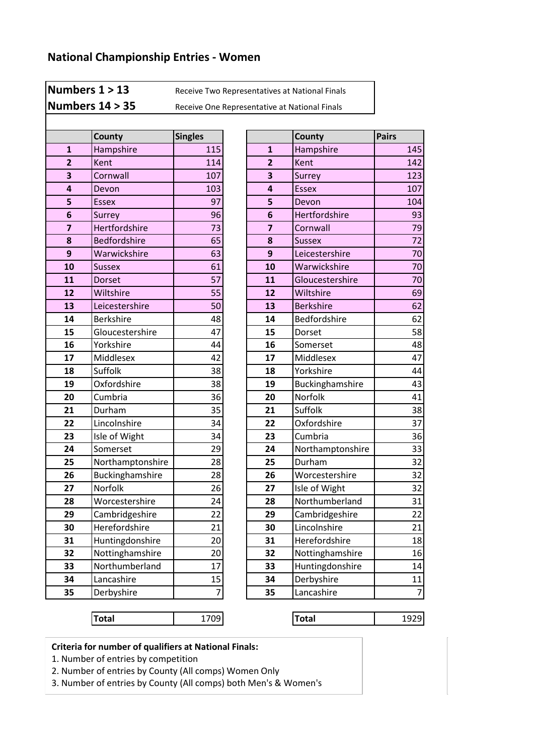# National Championship Entries - Women

| | |
|---|---|
| **Numbers 1 > 13** | Receive Two Representatives at National Finals |
| **Numbers 14 > 35** | Receive One Representative at National Finals |

| | County | Singles |
|---|---|---|
| **1** | Hampshire | 115 |
| **2** | Kent | 114 |
| **3** | Cornwall | 107 |
| **4** | Devon | 103 |
| **5** | Essex | 97 |
| **6** | Surrey | 96 |
| **7** | Hertfordshire | 73 |
| **8** | Bedfordshire | 65 |
| **9** | Warwickshire | 63 |
| **10** | Sussex | 61 |
| **11** | Dorset | 57 |
| **12** | Wiltshire | 55 |
| **13** | Leicestershire | 50 |
| **14** | Berkshire | 48 |
| **15** | Gloucestershire | 47 |
| **16** | Yorkshire | 44 |
| **17** | Middlesex | 42 |
| **18** | Suffolk | 38 |
| **19** | Oxfordshire | 38 |
| **20** | Cumbria | 36 |
| **21** | Durham | 35 |
| **22** | Lincolnshire | 34 |
| **23** | Isle of Wight | 34 |
| **24** | Somerset | 29 |
| **25** | Northamptonshire | 28 |
| **26** | Buckinghamshire | 28 |
| **27** | Norfolk | 26 |
| **28** | Worcestershire | 24 |
| **29** | Cambridgeshire | 22 |
| **30** | Herefordshire | 21 |
| **31** | Huntingdonshire | 20 |
| **32** | Nottinghamshire | 20 |
| **33** | Northumberland | 17 |
| **34** | Lancashire | 15 |
| **35** | Derbyshire | 7 |
| | **Total** | 1709 |

| | County | Pairs |
|---|---|---|
| **1** | Hampshire | 145 |
| **2** | Kent | 142 |
| **3** | Surrey | 123 |
| **4** | Essex | 107 |
| **5** | Devon | 104 |
| **6** | Hertfordshire | 93 |
| **7** | Cornwall | 79 |
| **8** | Sussex | 72 |
| **9** | Leicestershire | 70 |
| **10** | Warwickshire | 70 |
| **11** | Gloucestershire | 70 |
| **12** | Wiltshire | 69 |
| **13** | Berkshire | 62 |
| **14** | Bedfordshire | 62 |
| **15** | Dorset | 58 |
| **16** | Somerset | 48 |
| **17** | Middlesex | 47 |
| **18** | Yorkshire | 44 |
| **19** | Buckinghamshire | 43 |
| **20** | Norfolk | 41 |
| **21** | Suffolk | 38 |
| **22** | Oxfordshire | 37 |
| **23** | Cumbria | 36 |
| **24** | Northamptonshire | 33 |
| **25** | Durham | 32 |
| **26** | Worcestershire | 32 |
| **27** | Isle of Wight | 32 |
| **28** | Northumberland | 31 |
| **29** | Cambridgeshire | 22 |
| **30** | Lincolnshire | 21 |
| **31** | Herefordshire | 18 |
| **32** | Nottinghamshire | 16 |
| **33** | Huntingdonshire | 14 |
| **34** | Derbyshire | 11 |
| **35** | Lancashire | 7 |
| | **Total** | 1929 |

**Criteria for number of qualifiers at National Finals:**

1. Number of entries by competition
2. Number of entries by County (All comps) Women Only
3. Number of entries by County (All comps) both Men's & Women's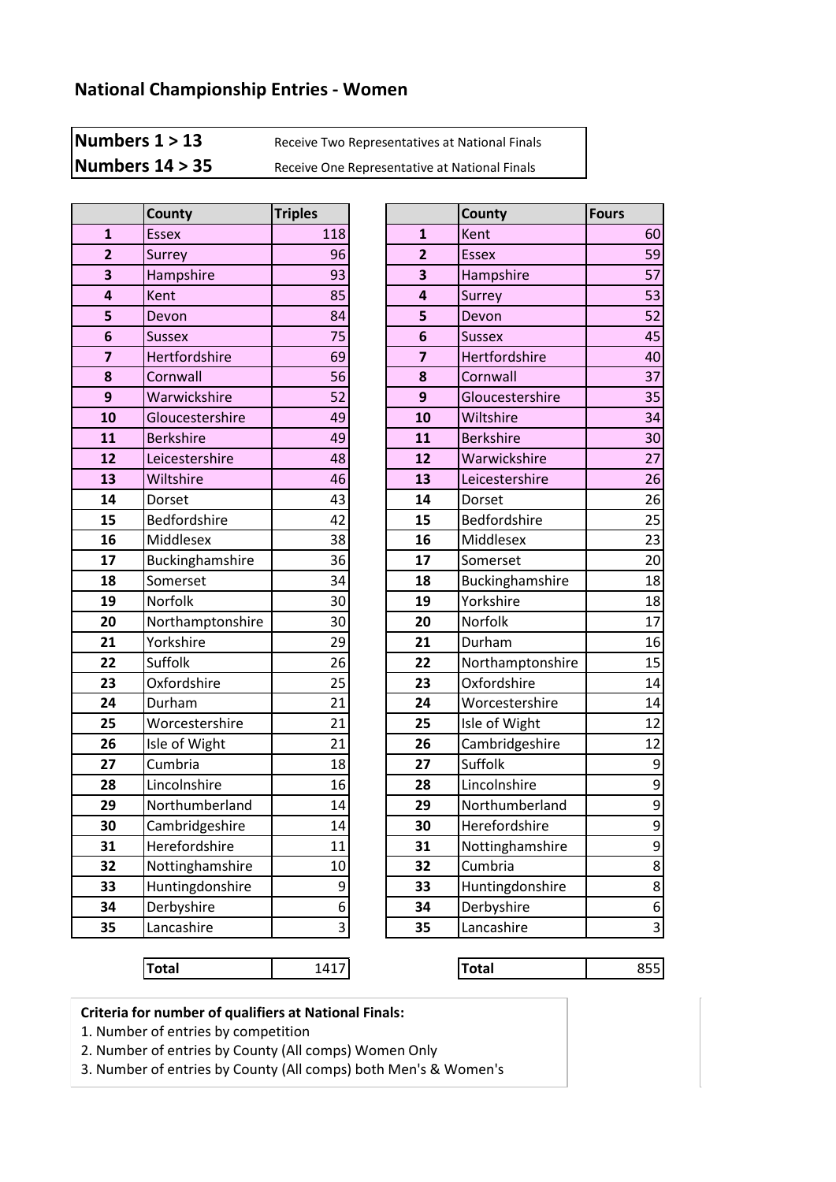## National Championship Entries - Women

| | |
|---|---|
| **Numbers 1 > 13** | Receive Two Representatives at National Finals |
| **Numbers 14 > 35** | Receive One Representative at National Finals |

| | County | Triples |
|---|---|---|
| **1** | Essex | 118 |
| **2** | Surrey | 96 |
| **3** | Hampshire | 93 |
| **4** | Kent | 85 |
| **5** | Devon | 84 |
| **6** | Sussex | 75 |
| **7** | Hertfordshire | 69 |
| **8** | Cornwall | 56 |
| **9** | Warwickshire | 52 |
| **10** | Gloucestershire | 49 |
| **11** | Berkshire | 49 |
| **12** | Leicestershire | 48 |
| **13** | Wiltshire | 46 |
| **14** | Dorset | 43 |
| **15** | Bedfordshire | 42 |
| **16** | Middlesex | 38 |
| **17** | Buckinghamshire | 36 |
| **18** | Somerset | 34 |
| **19** | Norfolk | 30 |
| **20** | Northamptonshire | 30 |
| **21** | Yorkshire | 29 |
| **22** | Suffolk | 26 |
| **23** | Oxfordshire | 25 |
| **24** | Durham | 21 |
| **25** | Worcestershire | 21 |
| **26** | Isle of Wight | 21 |
| **27** | Cumbria | 18 |
| **28** | Lincolnshire | 16 |
| **29** | Northumberland | 14 |
| **30** | Cambridgeshire | 14 |
| **31** | Herefordshire | 11 |
| **32** | Nottinghamshire | 10 |
| **33** | Huntingdonshire | 9 |
| **34** | Derbyshire | 6 |
| **35** | Lancashire | 3 |
| | **Total** | 1417 |

| | County | Fours |
|---|---|---|
| **1** | Kent | 60 |
| **2** | Essex | 59 |
| **3** | Hampshire | 57 |
| **4** | Surrey | 53 |
| **5** | Devon | 52 |
| **6** | Sussex | 45 |
| **7** | Hertfordshire | 40 |
| **8** | Cornwall | 37 |
| **9** | Gloucestershire | 35 |
| **10** | Wiltshire | 34 |
| **11** | Berkshire | 30 |
| **12** | Warwickshire | 27 |
| **13** | Leicestershire | 26 |
| **14** | Dorset | 26 |
| **15** | Bedfordshire | 25 |
| **16** | Middlesex | 23 |
| **17** | Somerset | 20 |
| **18** | Buckinghamshire | 18 |
| **19** | Yorkshire | 18 |
| **20** | Norfolk | 17 |
| **21** | Durham | 16 |
| **22** | Northamptonshire | 15 |
| **23** | Oxfordshire | 14 |
| **24** | Worcestershire | 14 |
| **25** | Isle of Wight | 12 |
| **26** | Cambridgeshire | 12 |
| **27** | Suffolk | 9 |
| **28** | Lincolnshire | 9 |
| **29** | Northumberland | 9 |
| **30** | Herefordshire | 9 |
| **31** | Nottinghamshire | 9 |
| **32** | Cumbria | 8 |
| **33** | Huntingdonshire | 8 |
| **34** | Derbyshire | 6 |
| **35** | Lancashire | 3 |
| | **Total** | 855 |

**Criteria for number of qualifiers at National Finals:**

1. Number of entries by competition
2. Number of entries by County (All comps) Women Only
3. Number of entries by County (All comps) both Men's & Women's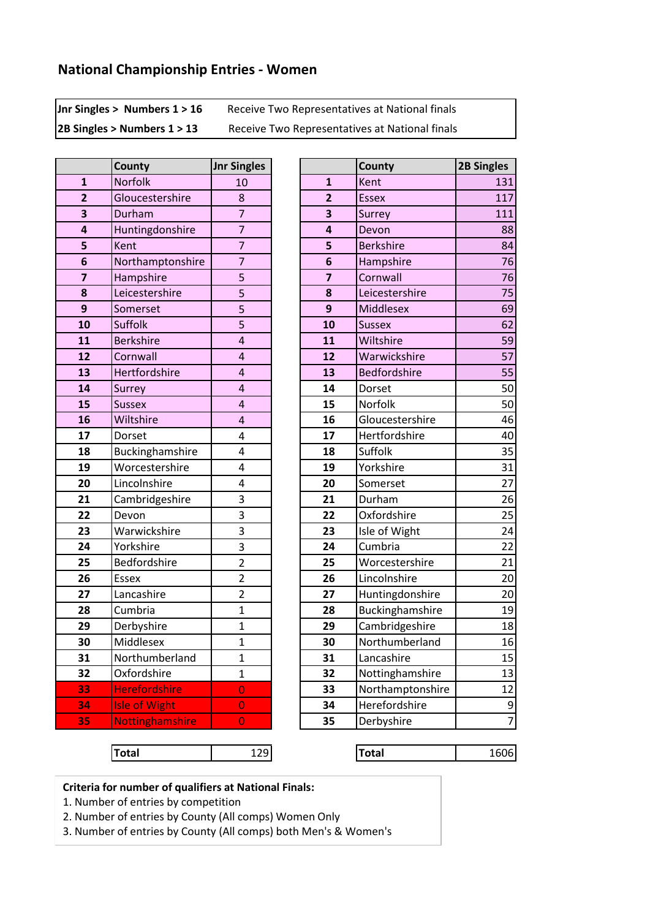## National Championship Entries - Women

| | |
|---|---|
| **Jnr Singles > Numbers 1 > 16** | Receive Two Representatives at National finals |
| **2B Singles > Numbers 1 > 13** | Receive Two Representatives at National finals |

| | County | Jnr Singles |
|---|---|---|
| **1** | Norfolk | 10 |
| **2** | Gloucestershire | 8 |
| **3** | Durham | 7 |
| **4** | Huntingdonshire | 7 |
| **5** | Kent | 7 |
| **6** | Northamptonshire | 7 |
| **7** | Hampshire | 5 |
| **8** | Leicestershire | 5 |
| **9** | Somerset | 5 |
| **10** | Suffolk | 5 |
| **11** | Berkshire | 4 |
| **12** | Cornwall | 4 |
| **13** | Hertfordshire | 4 |
| **14** | Surrey | 4 |
| **15** | Sussex | 4 |
| **16** | Wiltshire | 4 |
| **17** | Dorset | 4 |
| **18** | Buckinghamshire | 4 |
| **19** | Worcestershire | 4 |
| **20** | Lincolnshire | 4 |
| **21** | Cambridgeshire | 3 |
| **22** | Devon | 3 |
| **23** | Warwickshire | 3 |
| **24** | Yorkshire | 3 |
| **25** | Bedfordshire | 2 |
| **26** | Essex | 2 |
| **27** | Lancashire | 2 |
| **28** | Cumbria | 1 |
| **29** | Derbyshire | 1 |
| **30** | Middlesex | 1 |
| **31** | Northumberland | 1 |
| **32** | Oxfordshire | 1 |
| **33** | Herefordshire | 0 |
| **34** | Isle of Wight | 0 |
| **35** | Nottinghamshire | 0 |
| | **Total** | 129 |

| | County | 2B Singles |
|---|---|---|
| **1** | Kent | 131 |
| **2** | Essex | 117 |
| **3** | Surrey | 111 |
| **4** | Devon | 88 |
| **5** | Berkshire | 84 |
| **6** | Hampshire | 76 |
| **7** | Cornwall | 76 |
| **8** | Leicestershire | 75 |
| **9** | Middlesex | 69 |
| **10** | Sussex | 62 |
| **11** | Wiltshire | 59 |
| **12** | Warwickshire | 57 |
| **13** | Bedfordshire | 55 |
| **14** | Dorset | 50 |
| **15** | Norfolk | 50 |
| **16** | Gloucestershire | 46 |
| **17** | Hertfordshire | 40 |
| **18** | Suffolk | 35 |
| **19** | Yorkshire | 31 |
| **20** | Somerset | 27 |
| **21** | Durham | 26 |
| **22** | Oxfordshire | 25 |
| **23** | Isle of Wight | 24 |
| **24** | Cumbria | 22 |
| **25** | Worcestershire | 21 |
| **26** | Lincolnshire | 20 |
| **27** | Huntingdonshire | 20 |
| **28** | Buckinghamshire | 19 |
| **29** | Cambridgeshire | 18 |
| **30** | Northumberland | 16 |
| **31** | Lancashire | 15 |
| **32** | Nottinghamshire | 13 |
| **33** | Northamptonshire | 12 |
| **34** | Herefordshire | 9 |
| **35** | Derbyshire | 7 |
| | **Total** | 1606 |

**Criteria for number of qualifiers at National Finals:**

1. Number of entries by competition
2. Number of entries by County (All comps) Women Only
3. Number of entries by County (All comps) both Men's & Women's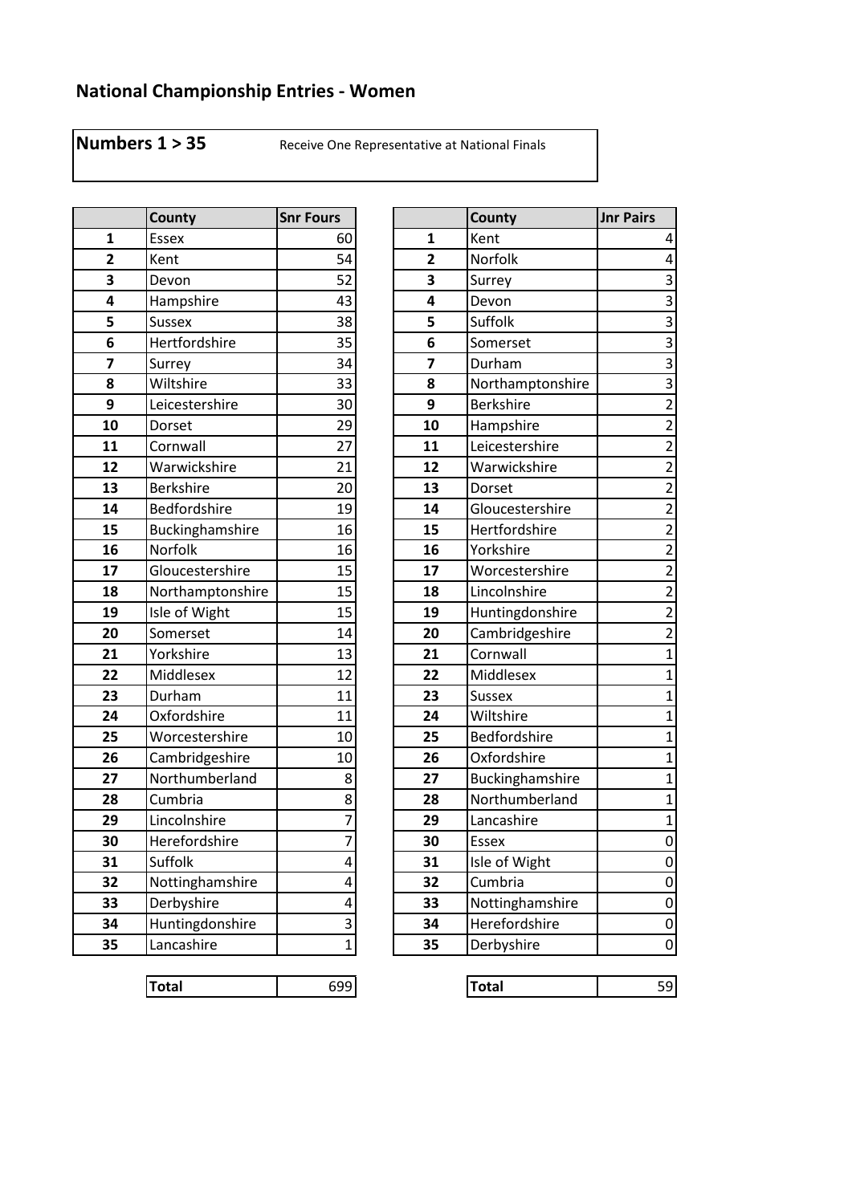## National Championship Entries - Women

**Numbers 1 > 35** Receive One Representative at National Finals

|  | County | Snr Fours |
|---|---|---|
| **1** | Essex | 60 |
| **2** | Kent | 54 |
| **3** | Devon | 52 |
| **4** | Hampshire | 43 |
| **5** | Sussex | 38 |
| **6** | Hertfordshire | 35 |
| **7** | Surrey | 34 |
| **8** | Wiltshire | 33 |
| **9** | Leicestershire | 30 |
| **10** | Dorset | 29 |
| **11** | Cornwall | 27 |
| **12** | Warwickshire | 21 |
| **13** | Berkshire | 20 |
| **14** | Bedfordshire | 19 |
| **15** | Buckinghamshire | 16 |
| **16** | Norfolk | 16 |
| **17** | Gloucestershire | 15 |
| **18** | Northamptonshire | 15 |
| **19** | Isle of Wight | 15 |
| **20** | Somerset | 14 |
| **21** | Yorkshire | 13 |
| **22** | Middlesex | 12 |
| **23** | Durham | 11 |
| **24** | Oxfordshire | 11 |
| **25** | Worcestershire | 10 |
| **26** | Cambridgeshire | 10 |
| **27** | Northumberland | 8 |
| **28** | Cumbria | 8 |
| **29** | Lincolnshire | 7 |
| **30** | Herefordshire | 7 |
| **31** | Suffolk | 4 |
| **32** | Nottinghamshire | 4 |
| **33** | Derbyshire | 4 |
| **34** | Huntingdonshire | 3 |
| **35** | Lancashire | 1 |
|  | **Total** | 699 |

|  | County | Jnr Pairs |
|---|---|---|
| **1** | Kent | 4 |
| **2** | Norfolk | 4 |
| **3** | Surrey | 3 |
| **4** | Devon | 3 |
| **5** | Suffolk | 3 |
| **6** | Somerset | 3 |
| **7** | Durham | 3 |
| **8** | Northamptonshire | 3 |
| **9** | Berkshire | 2 |
| **10** | Hampshire | 2 |
| **11** | Leicestershire | 2 |
| **12** | Warwickshire | 2 |
| **13** | Dorset | 2 |
| **14** | Gloucestershire | 2 |
| **15** | Hertfordshire | 2 |
| **16** | Yorkshire | 2 |
| **17** | Worcestershire | 2 |
| **18** | Lincolnshire | 2 |
| **19** | Huntingdonshire | 2 |
| **20** | Cambridgeshire | 2 |
| **21** | Cornwall | 1 |
| **22** | Middlesex | 1 |
| **23** | Sussex | 1 |
| **24** | Wiltshire | 1 |
| **25** | Bedfordshire | 1 |
| **26** | Oxfordshire | 1 |
| **27** | Buckinghamshire | 1 |
| **28** | Northumberland | 1 |
| **29** | Lancashire | 1 |
| **30** | Essex | 0 |
| **31** | Isle of Wight | 0 |
| **32** | Cumbria | 0 |
| **33** | Nottinghamshire | 0 |
| **34** | Herefordshire | 0 |
| **35** | Derbyshire | 0 |
|  | **Total** | 59 |